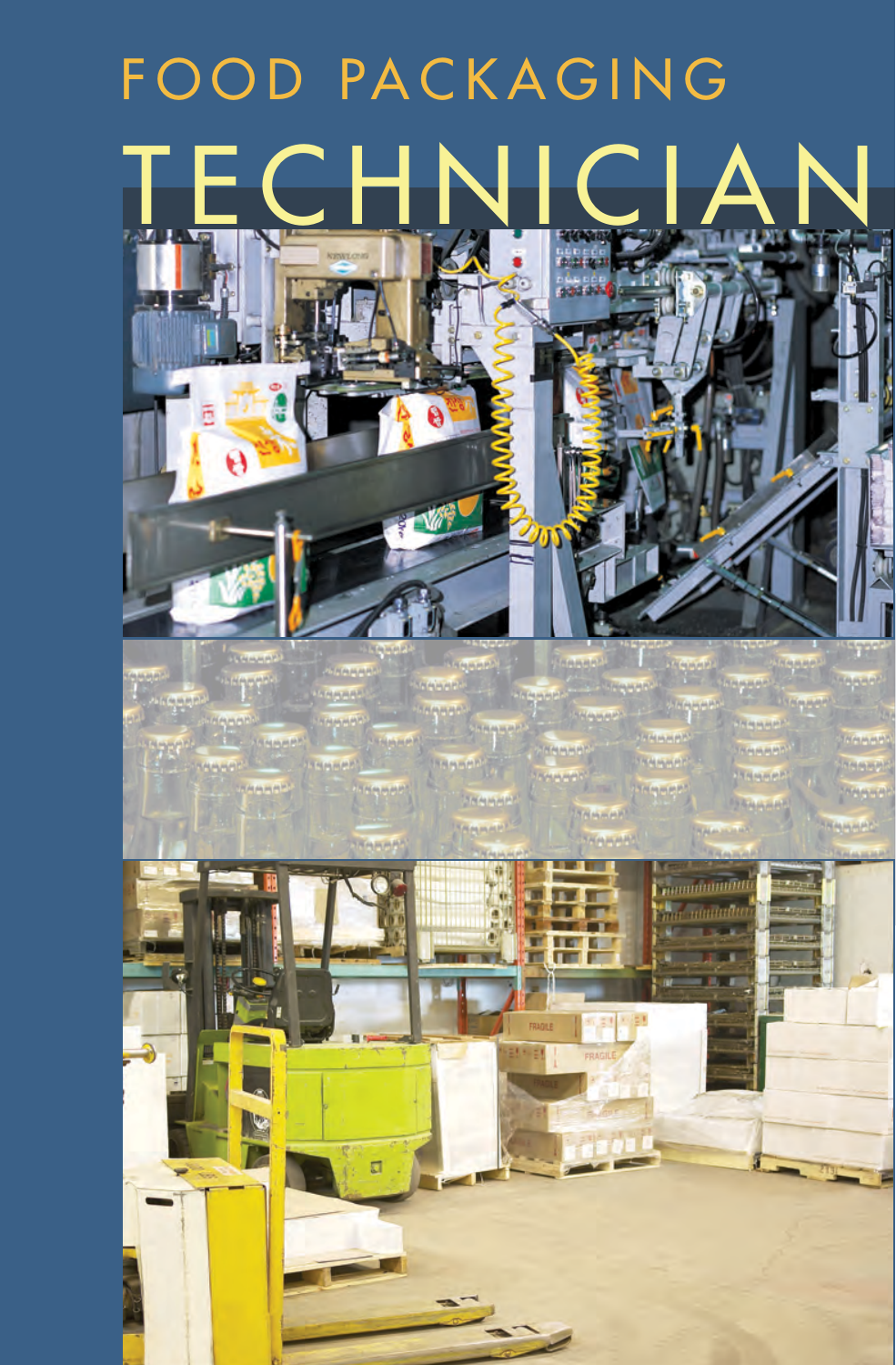# FOOD PACKAGING TECHNICIAN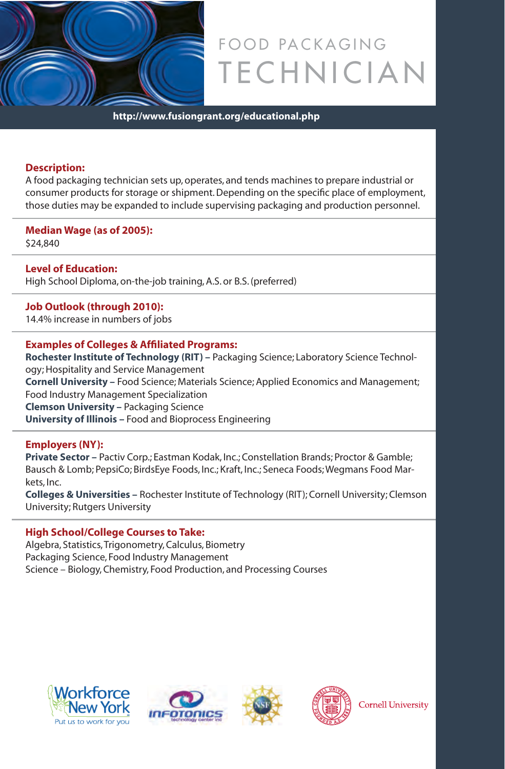# FOOD PACKAGING TECHNICIAN

**http://www.fusiongrant.org/educational.php**

**Description:**
A food packaging technician sets up, operates, and tends machines to prepare industrial or consumer products for storage or shipment. Depending on the specific place of employment, those duties may be expanded to include supervising packaging and production personnel.

**Median Wage (as of 2005):**
$24,840

**Level of Education:**
High School Diploma, on-the-job training, A.S. or B.S. (preferred)

**Job Outlook (through 2010):**
14.4% increase in numbers of jobs

**Examples of Colleges & Affiliated Programs:**
**Rochester Institute of Technology (RIT)** – Packaging Science; Laboratory Science Technology; Hospitality and Service Management
**Cornell University** – Food Science; Materials Science; Applied Economics and Management; Food Industry Management Specialization
**Clemson University** – Packaging Science
**University of Illinois** – Food and Bioprocess Engineering

**Employers (NY):**
**Private Sector** – Pactiv Corp.; Eastman Kodak, Inc.; Constellation Brands; Proctor & Gamble; Bausch & Lomb; PepsiCo; BirdsEye Foods, Inc.; Kraft, Inc.; Seneca Foods; Wegmans Food Markets, Inc.
**Colleges & Universities** – Rochester Institute of Technology (RIT); Cornell University; Clemson University; Rutgers University

**High School/College Courses to Take:**
Algebra, Statistics, Trigonometry, Calculus, Biometry
Packaging Science, Food Industry Management
Science – Biology, Chemistry, Food Production, and Processing Courses

Workforce New York — Put us to work for you
INFOTONICS technology center inc
NSF
Cornell University